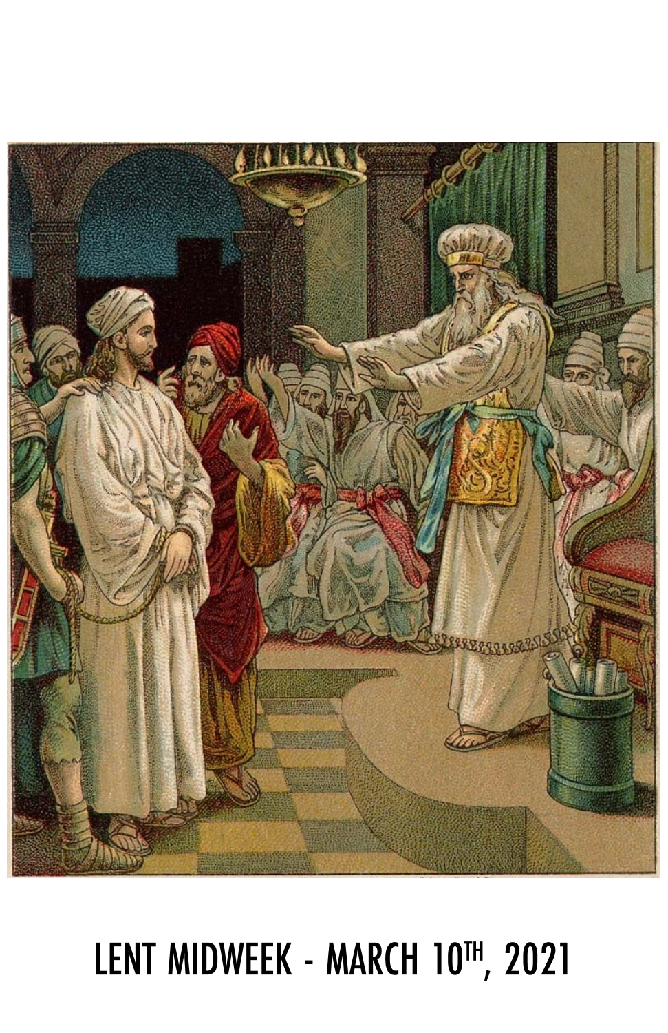LENT MIDWEEK - MARCH 10TH, 2021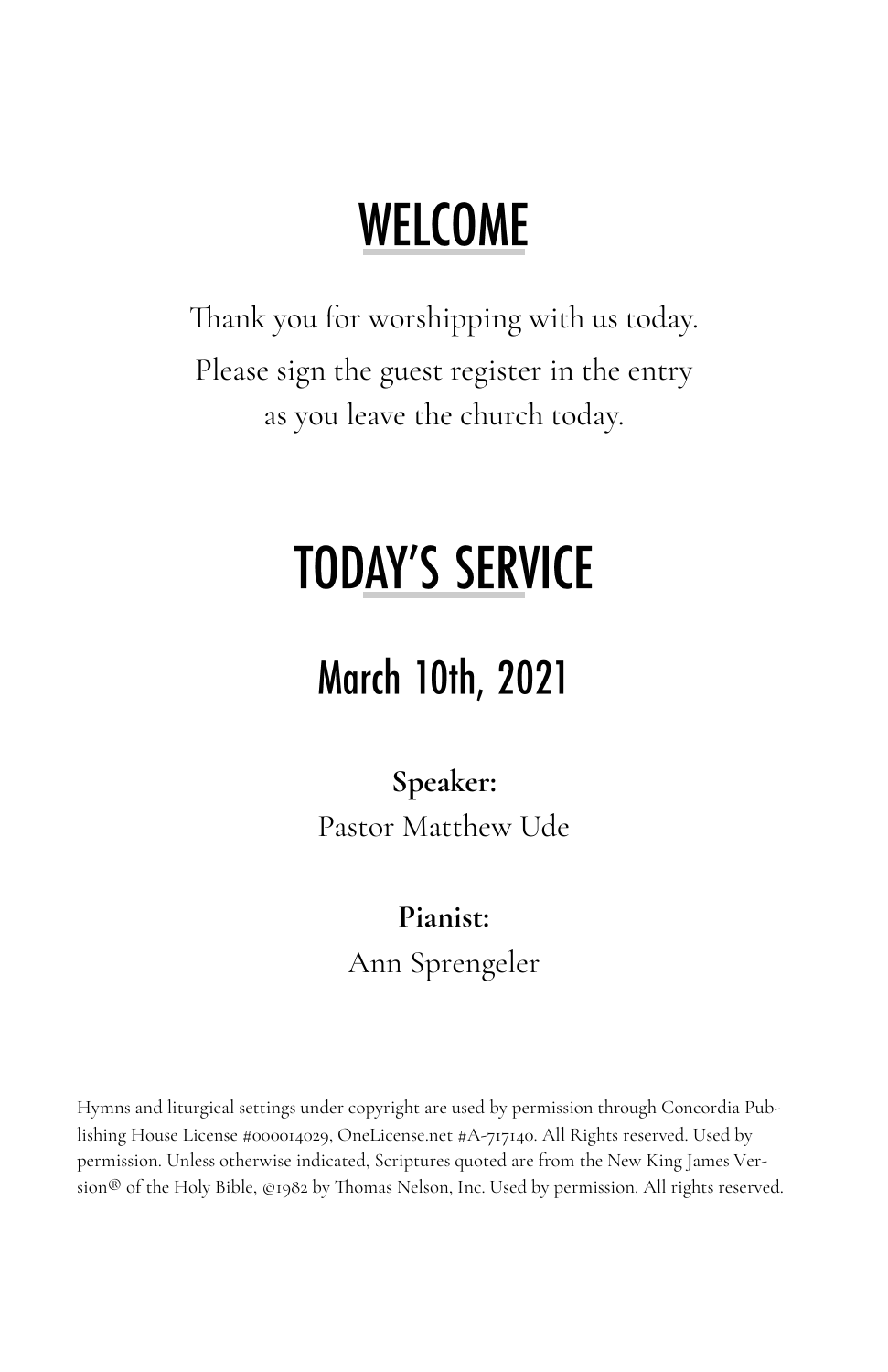# WELCOME

Thank you for worshipping with us today.
Please sign the guest register in the entry
as you leave the church today.

# TODAY'S SERVICE

## March 10th, 2021

**Speaker:**
Pastor Matthew Ude

**Pianist:**
Ann Sprengeler

Hymns and liturgical settings under copyright are used by permission through Concordia Publishing House License #000014029, OneLicense.net #A-717140. All Rights reserved. Used by permission. Unless otherwise indicated, Scriptures quoted are from the New King James Version® of the Holy Bible, ©1982 by Thomas Nelson, Inc. Used by permission. All rights reserved.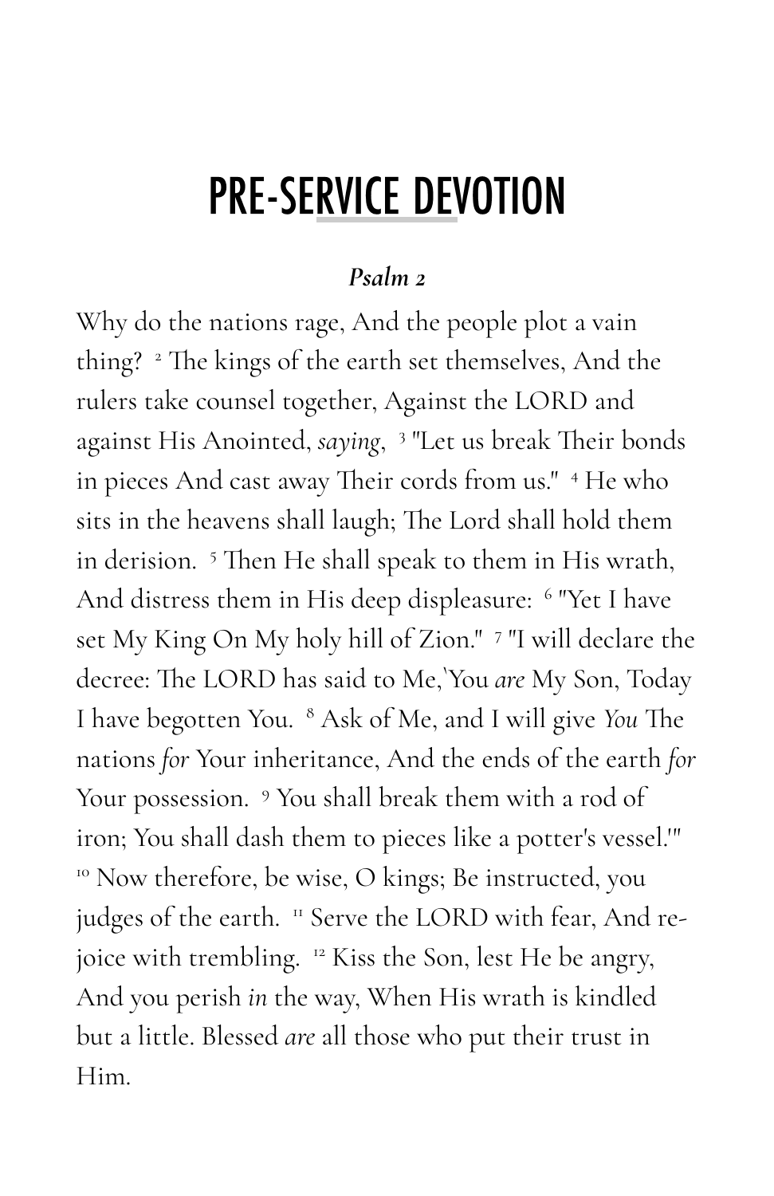# PRE-SERVICE DEVOTION

***Psalm 2***

Why do the nations rage, And the people plot a vain thing? [2] The kings of the earth set themselves, And the rulers take counsel together, Against the LORD and against His Anointed, *saying*, [3] "Let us break Their bonds in pieces And cast away Their cords from us." [4] He who sits in the heavens shall laugh; The Lord shall hold them in derision. [5] Then He shall speak to them in His wrath, And distress them in His deep displeasure: [6] "Yet I have set My King On My holy hill of Zion." [7] "I will declare the decree: The LORD has said to Me,'You *are* My Son, Today I have begotten You. [8] Ask of Me, and I will give *You* The nations *for* Your inheritance, And the ends of the earth *for* Your possession. [9] You shall break them with a rod of iron; You shall dash them to pieces like a potter's vessel.'" [10] Now therefore, be wise, O kings; Be instructed, you judges of the earth. [11] Serve the LORD with fear, And rejoice with trembling. [12] Kiss the Son, lest He be angry, And you perish *in* the way, When His wrath is kindled but a little. Blessed *are* all those who put their trust in Him.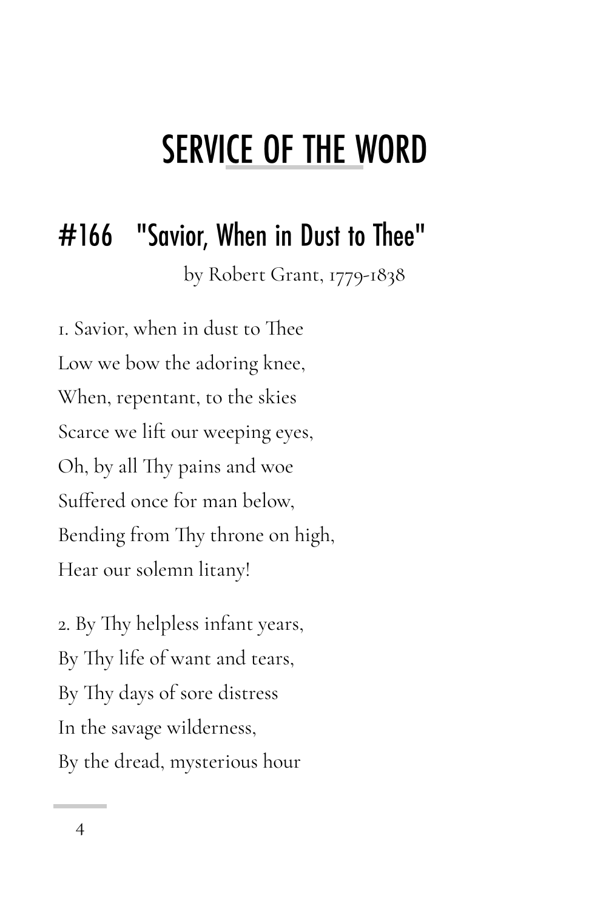# SERVICE OF THE WORD

## #166 "Savior, When in Dust to Thee"

by Robert Grant, 1779-1838

1. Savior, when in dust to Thee
Low we bow the adoring knee,
When, repentant, to the skies
Scarce we lift our weeping eyes,
Oh, by all Thy pains and woe
Suffered once for man below,
Bending from Thy throne on high,
Hear our solemn litany!

2. By Thy helpless infant years,
By Thy life of want and tears,
By Thy days of sore distress
In the savage wilderness,
By the dread, mysterious hour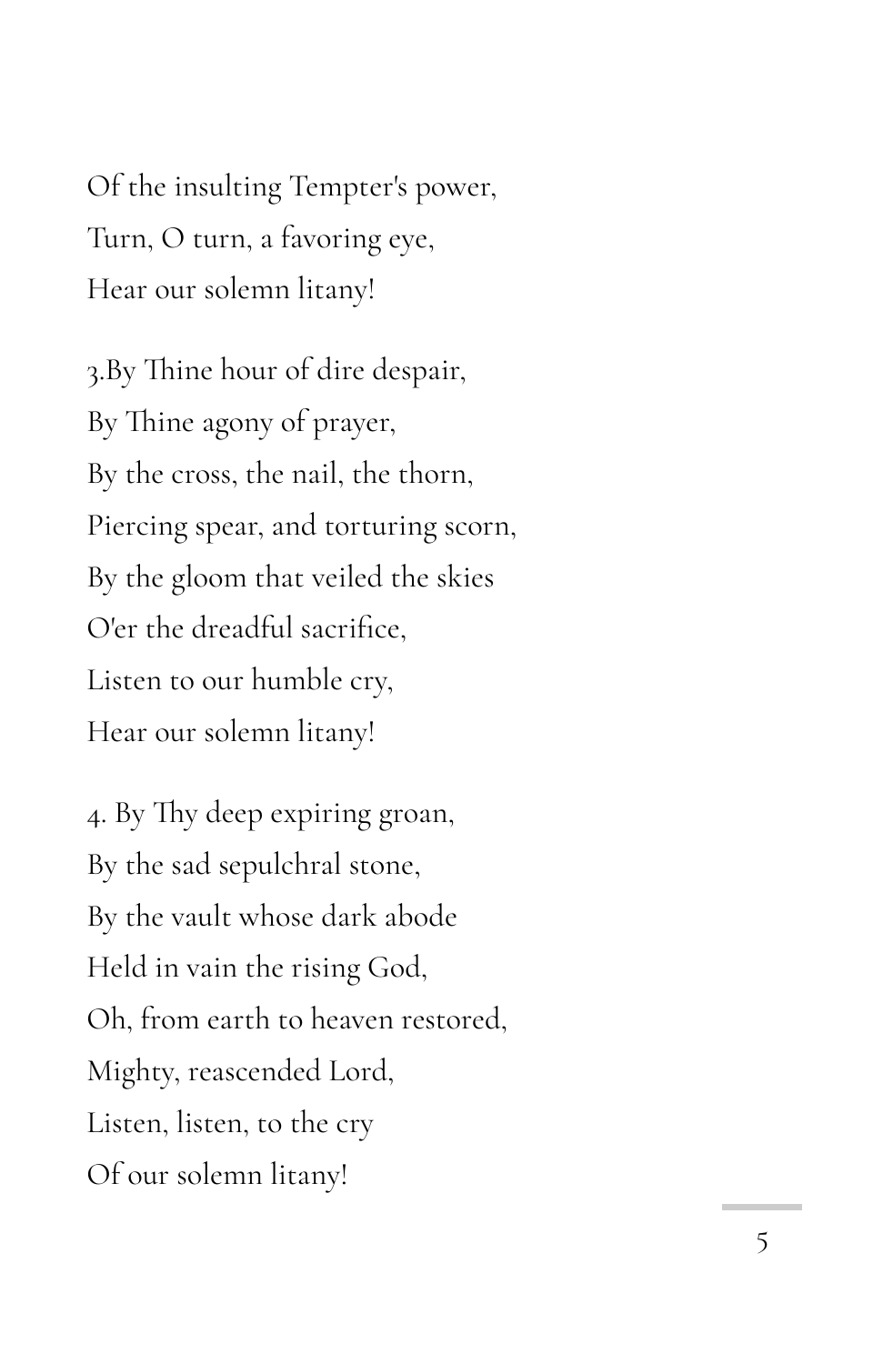Of the insulting Tempter's power,  
Turn, O turn, a favoring eye,  
Hear our solemn litany!

3.By Thine hour of dire despair,  
By Thine agony of prayer,  
By the cross, the nail, the thorn,  
Piercing spear, and torturing scorn,  
By the gloom that veiled the skies  
O'er the dreadful sacrifice,  
Listen to our humble cry,  
Hear our solemn litany!

4. By Thy deep expiring groan,  
By the sad sepulchral stone,  
By the vault whose dark abode  
Held in vain the rising God,  
Oh, from earth to heaven restored,  
Mighty, reascended Lord,  
Listen, listen, to the cry  
Of our solemn litany!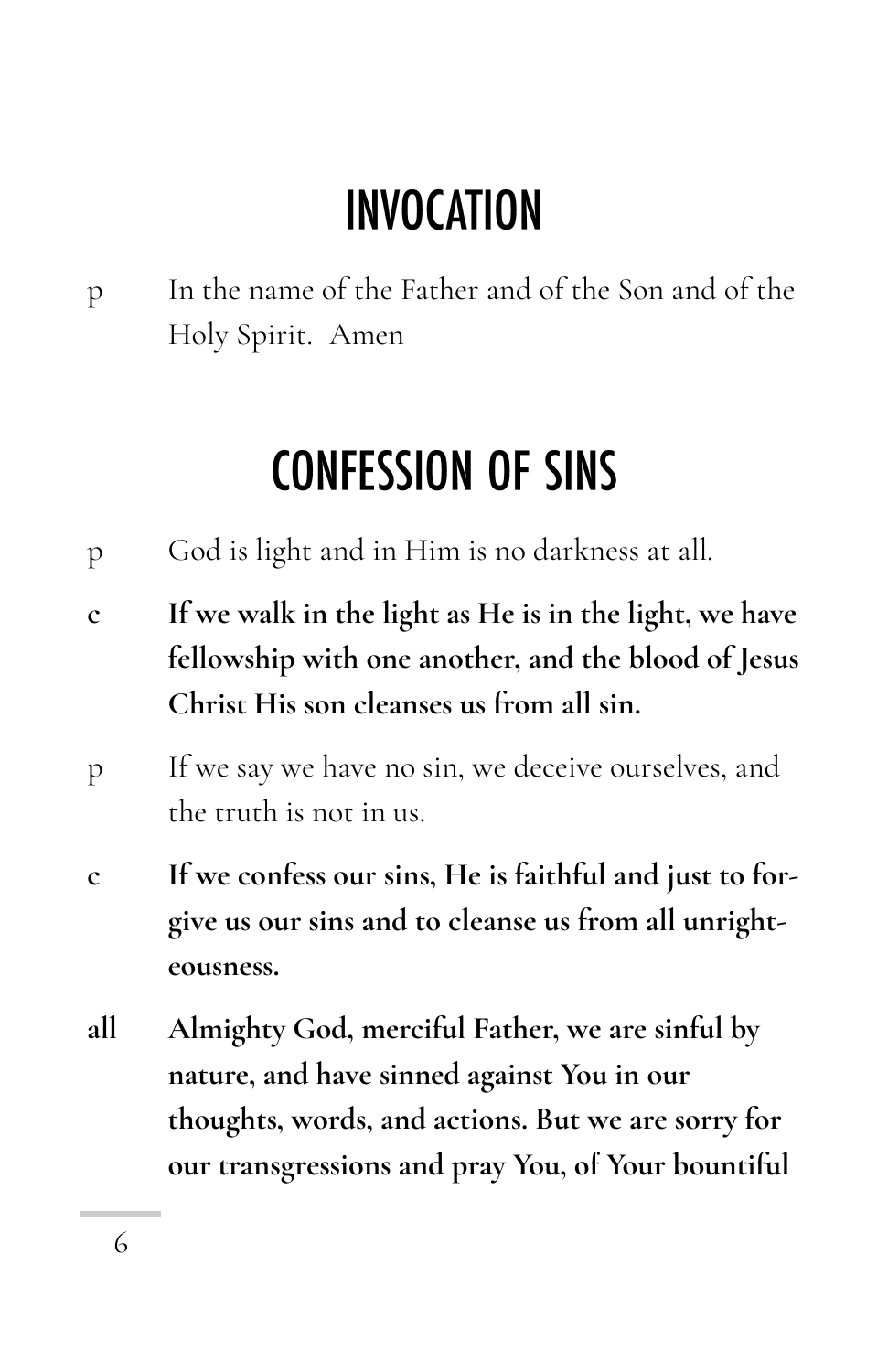# INVOCATION

p In the name of the Father and of the Son and of the Holy Spirit. Amen

# CONFESSION OF SINS

p God is light and in Him is no darkness at all.

**c If we walk in the light as He is in the light, we have fellowship with one another, and the blood of Jesus Christ His son cleanses us from all sin.**

p If we say we have no sin, we deceive ourselves, and the truth is not in us.

**c If we confess our sins, He is faithful and just to forgive us our sins and to cleanse us from all unrighteousness.**

**all Almighty God, merciful Father, we are sinful by nature, and have sinned against You in our thoughts, words, and actions. But we are sorry for our transgressions and pray You, of Your bountiful**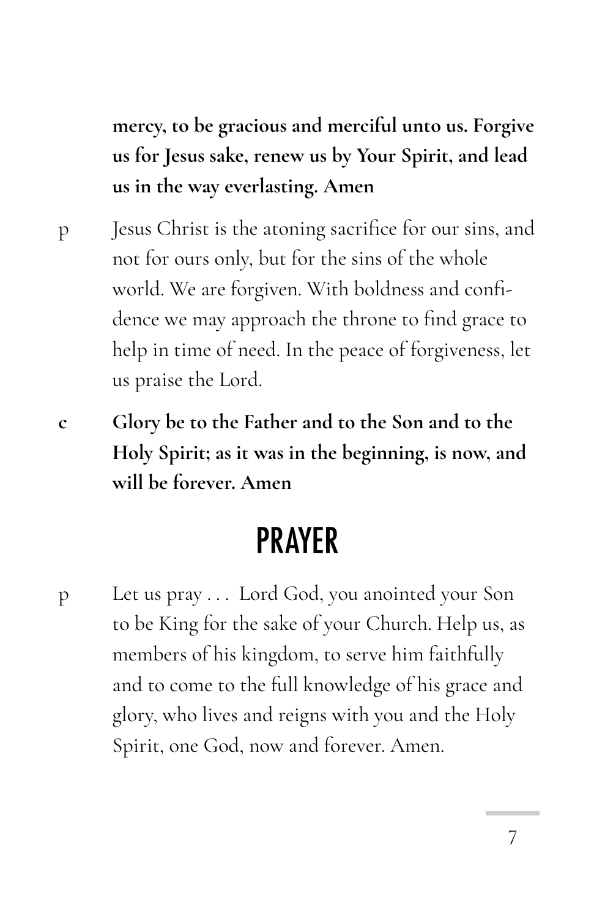**mercy, to be gracious and merciful unto us. Forgive us for Jesus sake, renew us by Your Spirit, and lead us in the way everlasting. Amen**

p Jesus Christ is the atoning sacrifice for our sins, and not for ours only, but for the sins of the whole world. We are forgiven. With boldness and confidence we may approach the throne to find grace to help in time of need. In the peace of forgiveness, let us praise the Lord.

**c Glory be to the Father and to the Son and to the Holy Spirit; as it was in the beginning, is now, and will be forever. Amen**

# PRAYER

p Let us pray . . . Lord God, you anointed your Son to be King for the sake of your Church. Help us, as members of his kingdom, to serve him faithfully and to come to the full knowledge of his grace and glory, who lives and reigns with you and the Holy Spirit, one God, now and forever. Amen.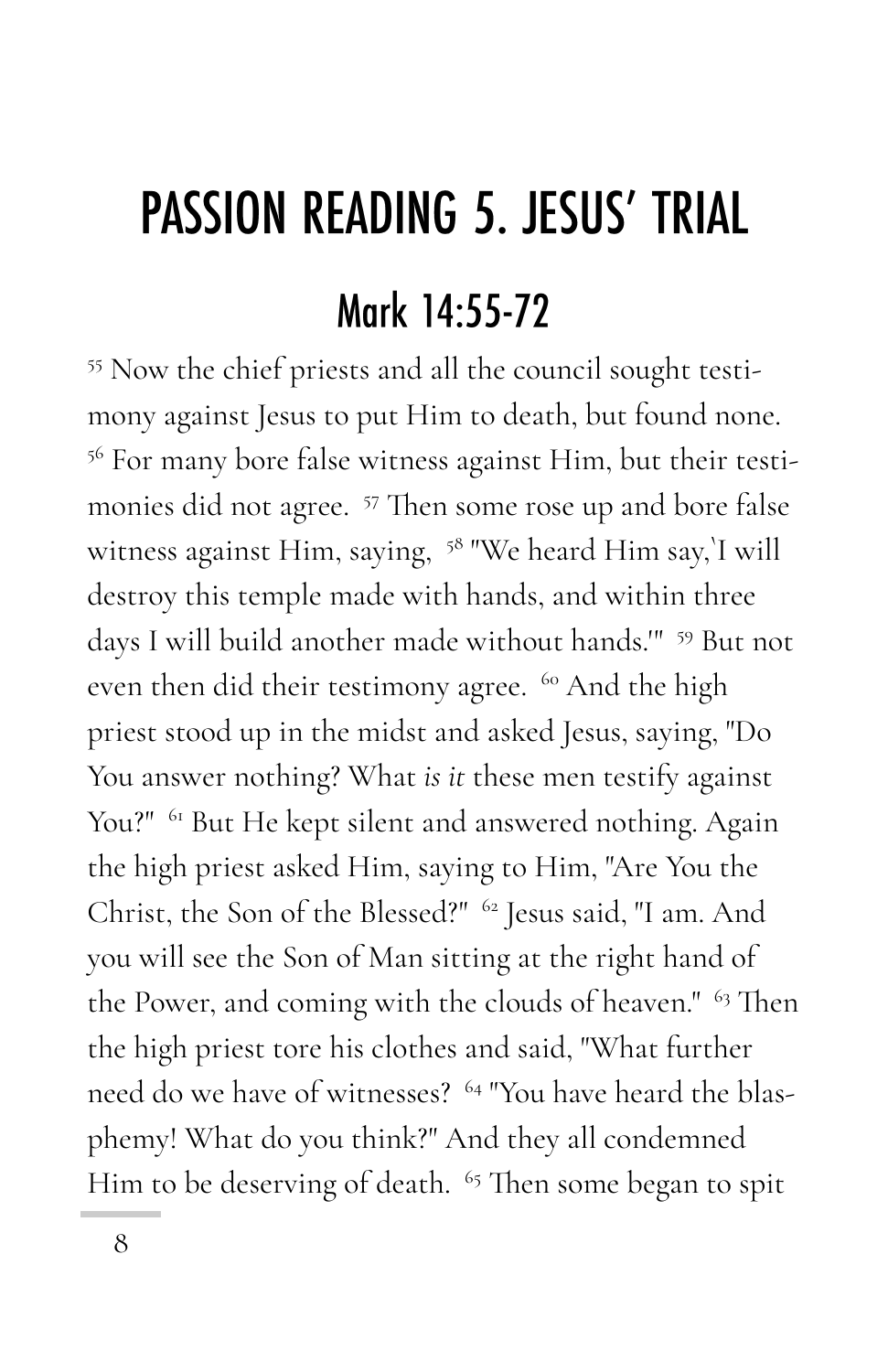# PASSION READING 5. JESUS' TRIAL

## Mark 14:55-72

[55] Now the chief priests and all the council sought testimony against Jesus to put Him to death, but found none. [56] For many bore false witness against Him, but their testimonies did not agree. [57] Then some rose up and bore false witness against Him, saying, [58] "We heard Him say,'I will destroy this temple made with hands, and within three days I will build another made without hands.'" [59] But not even then did their testimony agree. [60] And the high priest stood up in the midst and asked Jesus, saying, "Do You answer nothing? What *is it* these men testify against You?" [61] But He kept silent and answered nothing. Again the high priest asked Him, saying to Him, "Are You the Christ, the Son of the Blessed?" [62] Jesus said, "I am. And you will see the Son of Man sitting at the right hand of the Power, and coming with the clouds of heaven." [63] Then the high priest tore his clothes and said, "What further need do we have of witnesses? [64] "You have heard the blasphemy! What do you think?" And they all condemned Him to be deserving of death. [65] Then some began to spit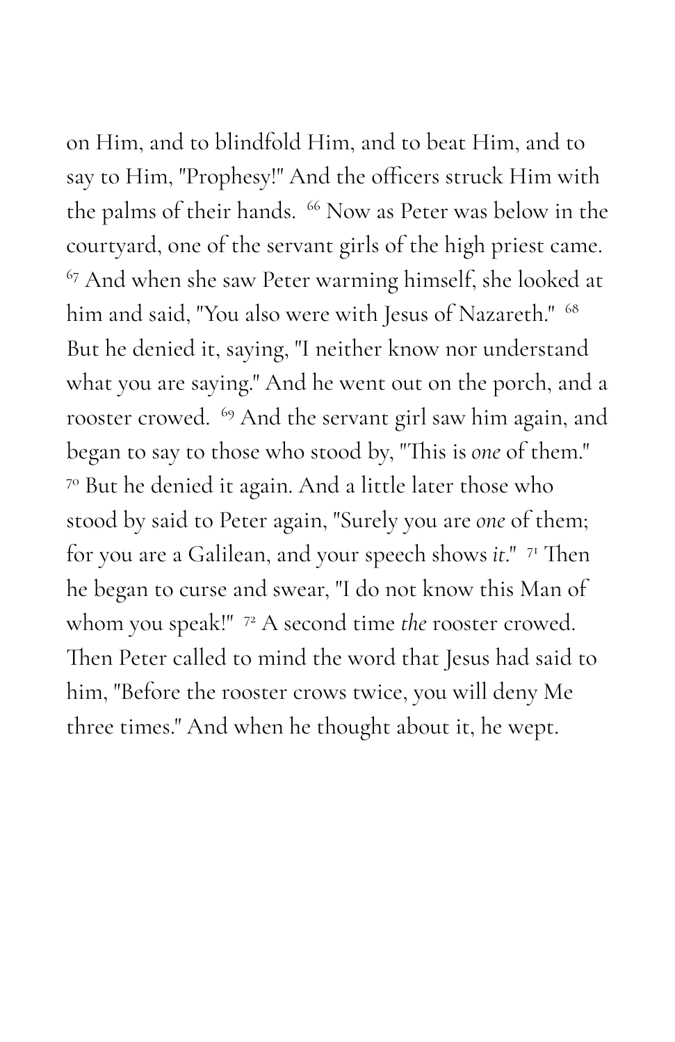on Him, and to blindfold Him, and to beat Him, and to say to Him, "Prophesy!" And the officers struck Him with the palms of their hands. [66] Now as Peter was below in the courtyard, one of the servant girls of the high priest came. [67] And when she saw Peter warming himself, she looked at him and said, "You also were with Jesus of Nazareth." [68] But he denied it, saying, "I neither know nor understand what you are saying." And he went out on the porch, and a rooster crowed. [69] And the servant girl saw him again, and began to say to those who stood by, "This is *one* of them." [70] But he denied it again. And a little later those who stood by said to Peter again, "Surely you are *one* of them; for you are a Galilean, and your speech shows *it*." [71] Then he began to curse and swear, "I do not know this Man of whom you speak!" [72] A second time *the* rooster crowed. Then Peter called to mind the word that Jesus had said to him, "Before the rooster crows twice, you will deny Me three times." And when he thought about it, he wept.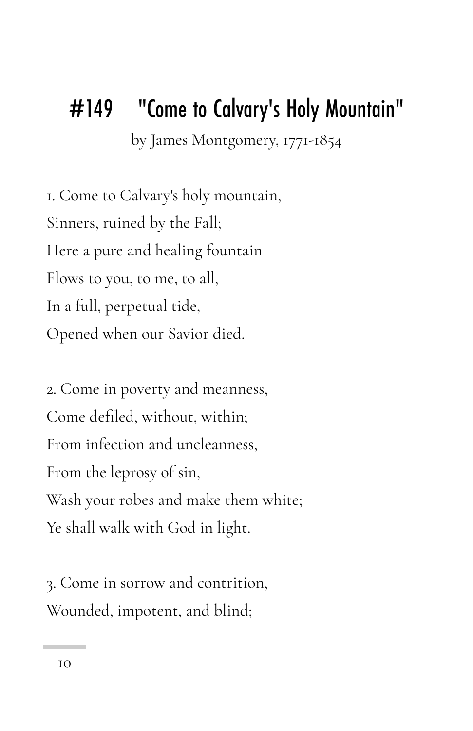# #149 "Come to Calvary's Holy Mountain"

by James Montgomery, 1771-1854

1. Come to Calvary's holy mountain,
Sinners, ruined by the Fall;
Here a pure and healing fountain
Flows to you, to me, to all,
In a full, perpetual tide,
Opened when our Savior died.

2. Come in poverty and meanness,
Come defiled, without, within;
From infection and uncleanness,
From the leprosy of sin,
Wash your robes and make them white;
Ye shall walk with God in light.

3. Come in sorrow and contrition,
Wounded, impotent, and blind;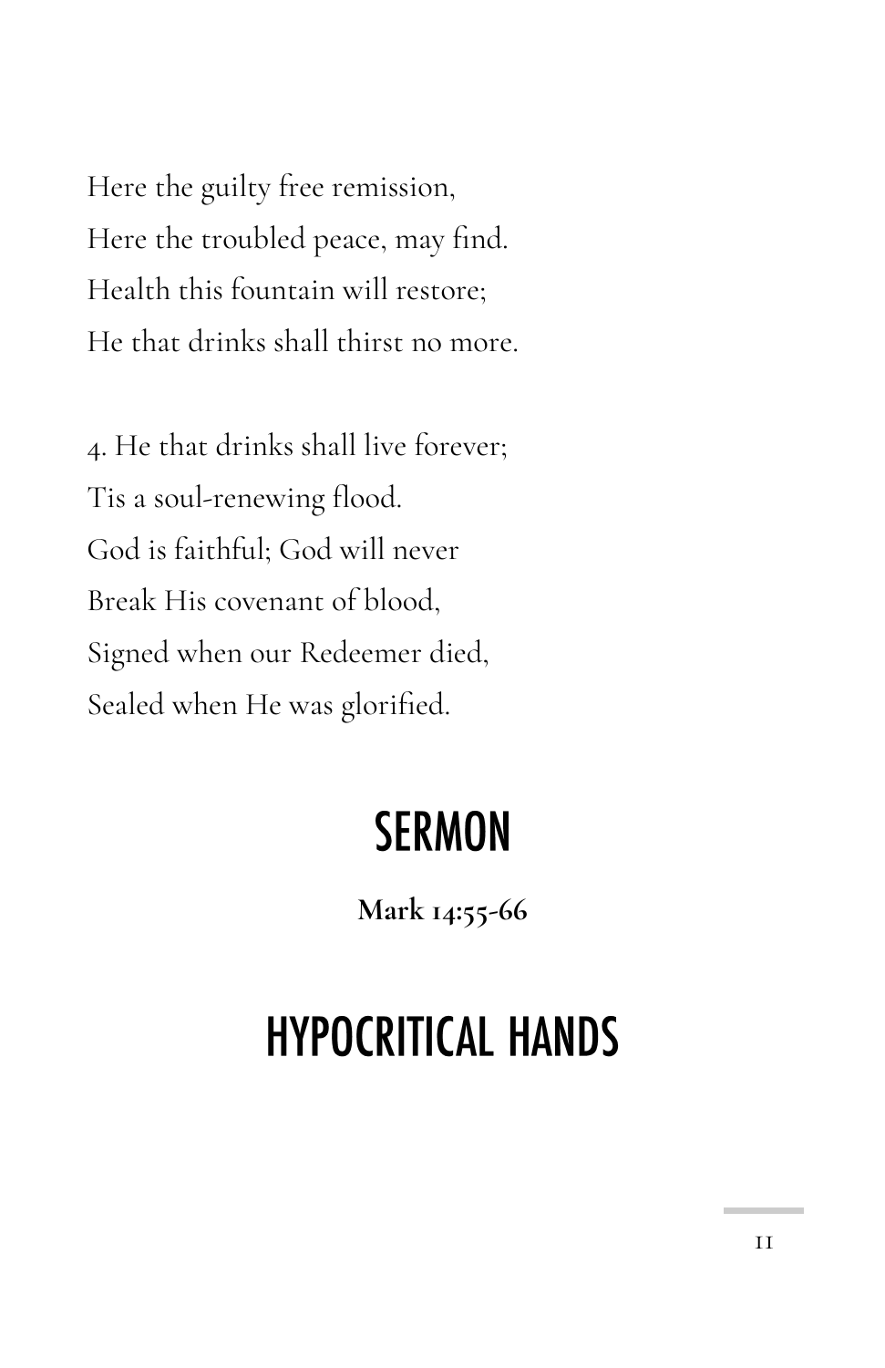Here the guilty free remission,  
Here the troubled peace, may find.  
Health this fountain will restore;  
He that drinks shall thirst no more.

4. He that drinks shall live forever;  
Tis a soul-renewing flood.  
God is faithful; God will never  
Break His covenant of blood,  
Signed when our Redeemer died,  
Sealed when He was glorified.

## SERMON

**Mark 14:55-66**

## HYPOCRITICAL HANDS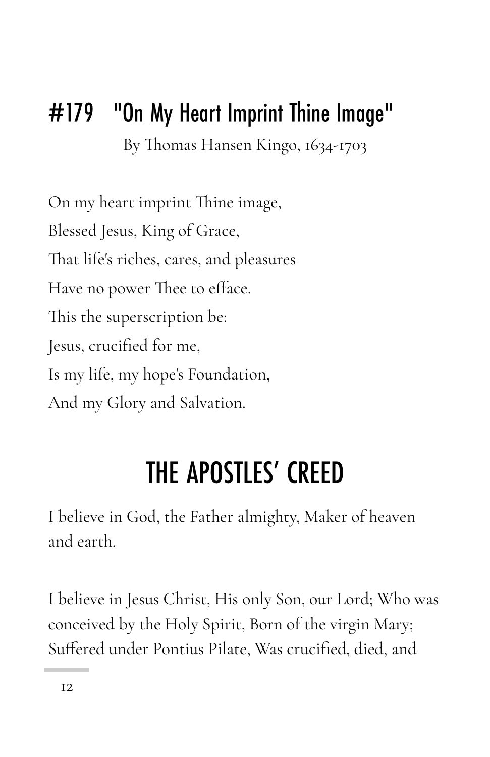## #179 "On My Heart Imprint Thine Image"

By Thomas Hansen Kingo, 1634-1703

On my heart imprint Thine image,
Blessed Jesus, King of Grace,
That life's riches, cares, and pleasures
Have no power Thee to efface.
This the superscription be:
Jesus, crucified for me,
Is my life, my hope's Foundation,
And my Glory and Salvation.

# THE APOSTLES' CREED

I believe in God, the Father almighty, Maker of heaven and earth.

I believe in Jesus Christ, His only Son, our Lord; Who was conceived by the Holy Spirit, Born of the virgin Mary; Suffered under Pontius Pilate, Was crucified, died, and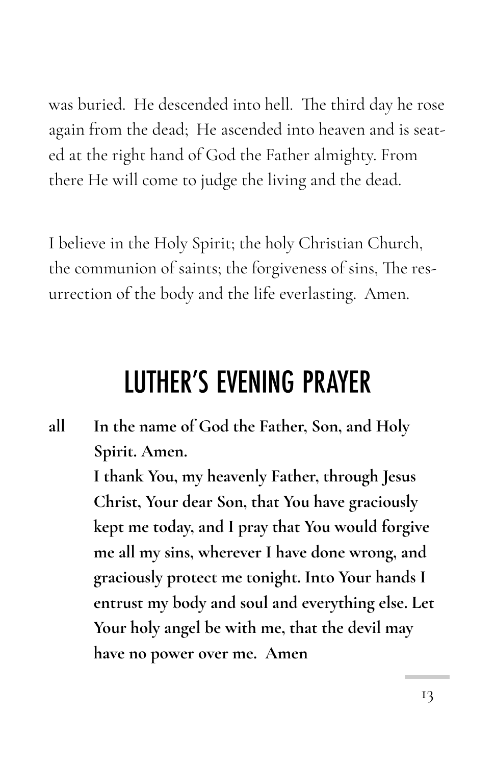was buried. He descended into hell. The third day he rose again from the dead; He ascended into heaven and is seated at the right hand of God the Father almighty. From there He will come to judge the living and the dead.

I believe in the Holy Spirit; the holy Christian Church, the communion of saints; the forgiveness of sins, The resurrection of the body and the life everlasting. Amen.

## LUTHER'S EVENING PRAYER

**all** **In the name of God the Father, Son, and Holy Spirit. Amen.**
**I thank You, my heavenly Father, through Jesus Christ, Your dear Son, that You have graciously kept me today, and I pray that You would forgive me all my sins, wherever I have done wrong, and graciously protect me tonight. Into Your hands I entrust my body and soul and everything else. Let Your holy angel be with me, that the devil may have no power over me. Amen**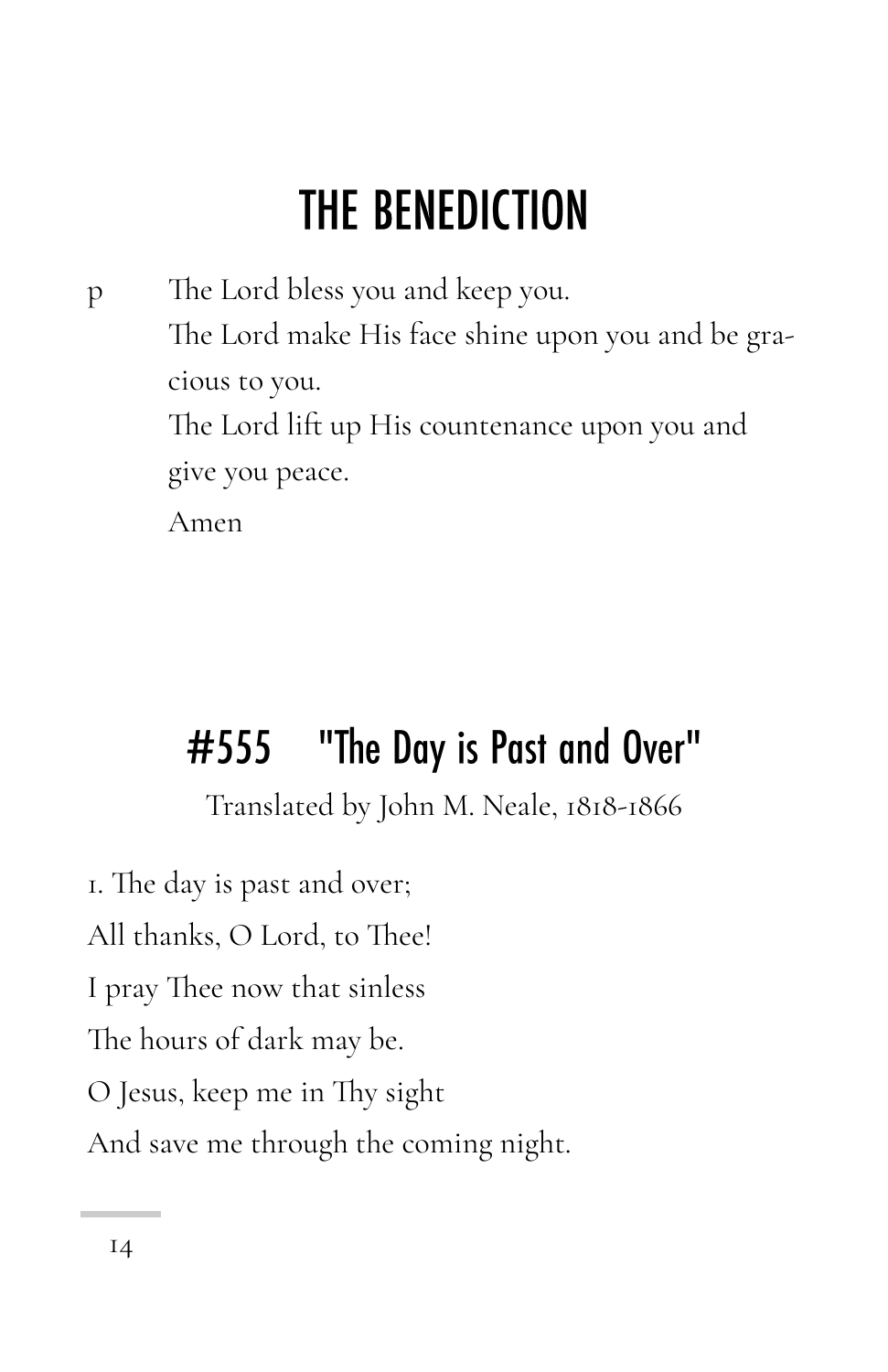# THE BENEDICTION

p The Lord bless you and keep you.
The Lord make His face shine upon you and be gracious to you.
The Lord lift up His countenance upon you and give you peace.
Amen

## #555 "The Day is Past and Over"

Translated by John M. Neale, 1818-1866

1. The day is past and over;
All thanks, O Lord, to Thee!
I pray Thee now that sinless
The hours of dark may be.
O Jesus, keep me in Thy sight
And save me through the coming night.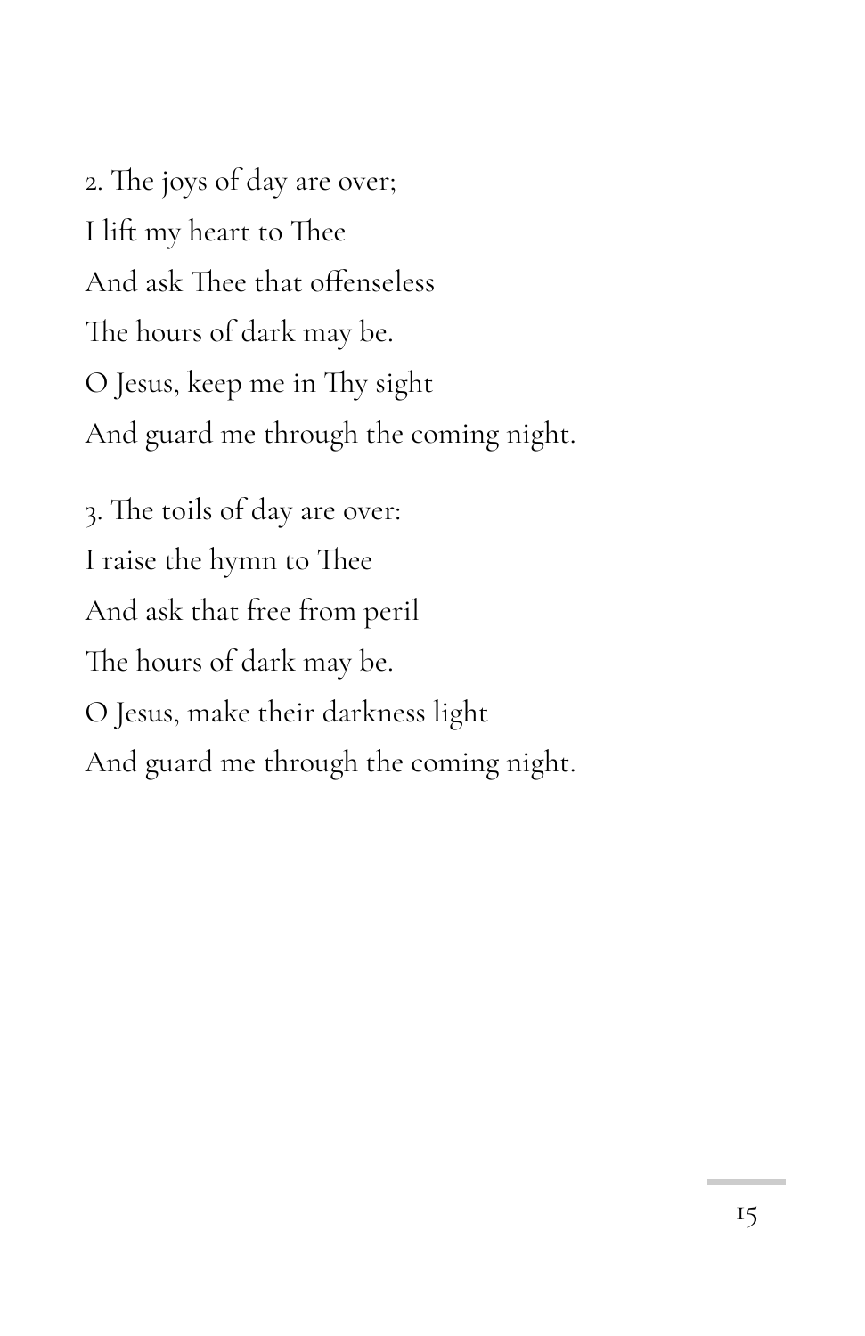2. The joys of day are over;
I lift my heart to Thee
And ask Thee that offenseless
The hours of dark may be.
O Jesus, keep me in Thy sight
And guard me through the coming night.

3. The toils of day are over:
I raise the hymn to Thee
And ask that free from peril
The hours of dark may be.
O Jesus, make their darkness light
And guard me through the coming night.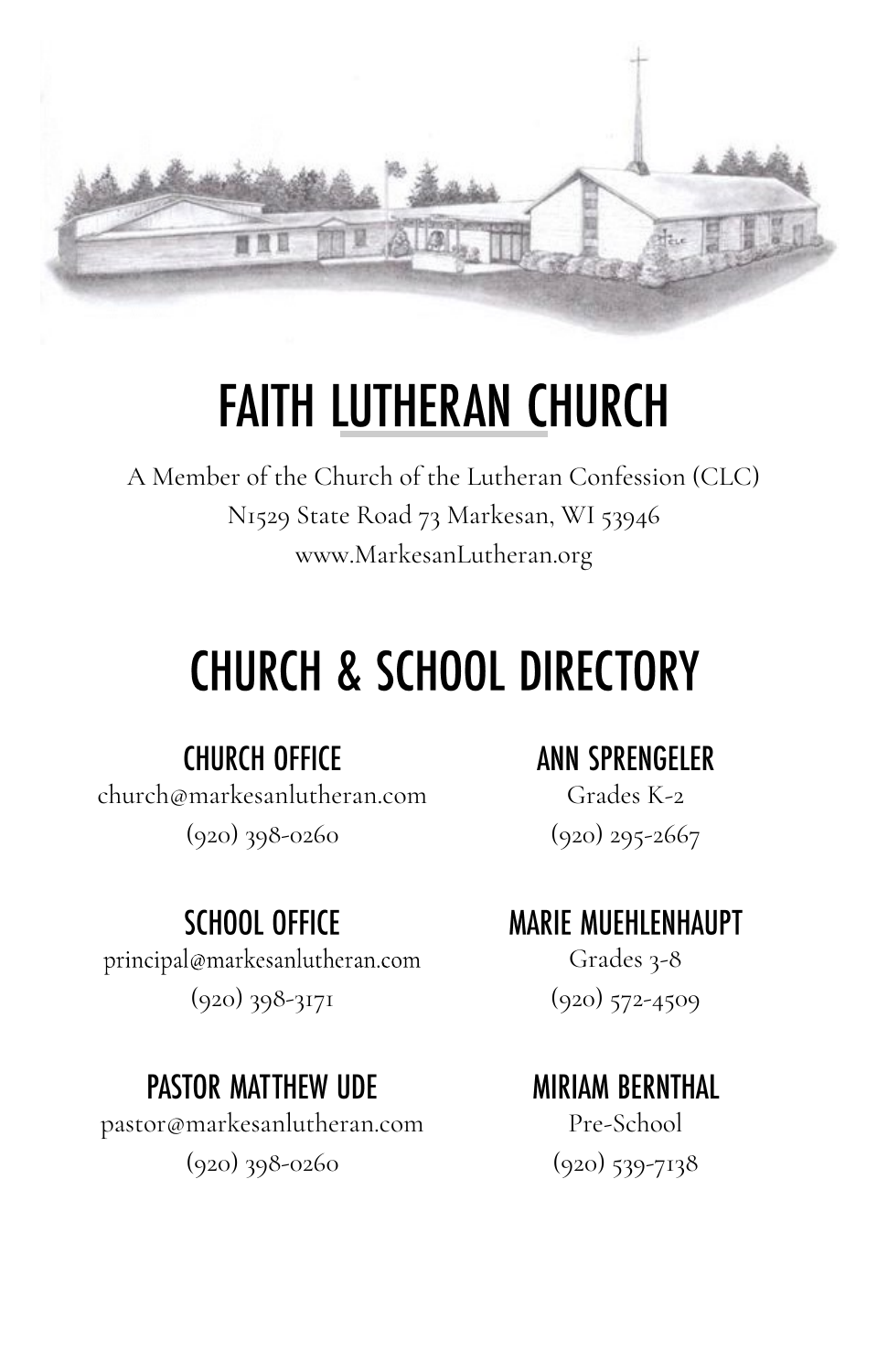# FAITH LUTHERAN CHURCH

A Member of the Church of the Lutheran Confession (CLC)

N1529 State Road 73 Markesan, WI 53946

www.MarkesanLutheran.org

## CHURCH & SCHOOL DIRECTORY

### CHURCH OFFICE

church@markesanlutheran.com

(920) 398-0260

### SCHOOL OFFICE

principal@markesanlutheran.com

(920) 398-3171

### PASTOR MATTHEW UDE

pastor@markesanlutheran.com

(920) 398-0260

### ANN SPRENGELER

Grades K-2

(920) 295-2667

### MARIE MUEHLENHAUPT

Grades 3-8

(920) 572-4509

### MIRIAM BERNTHAL

Pre-School

(920) 539-7138